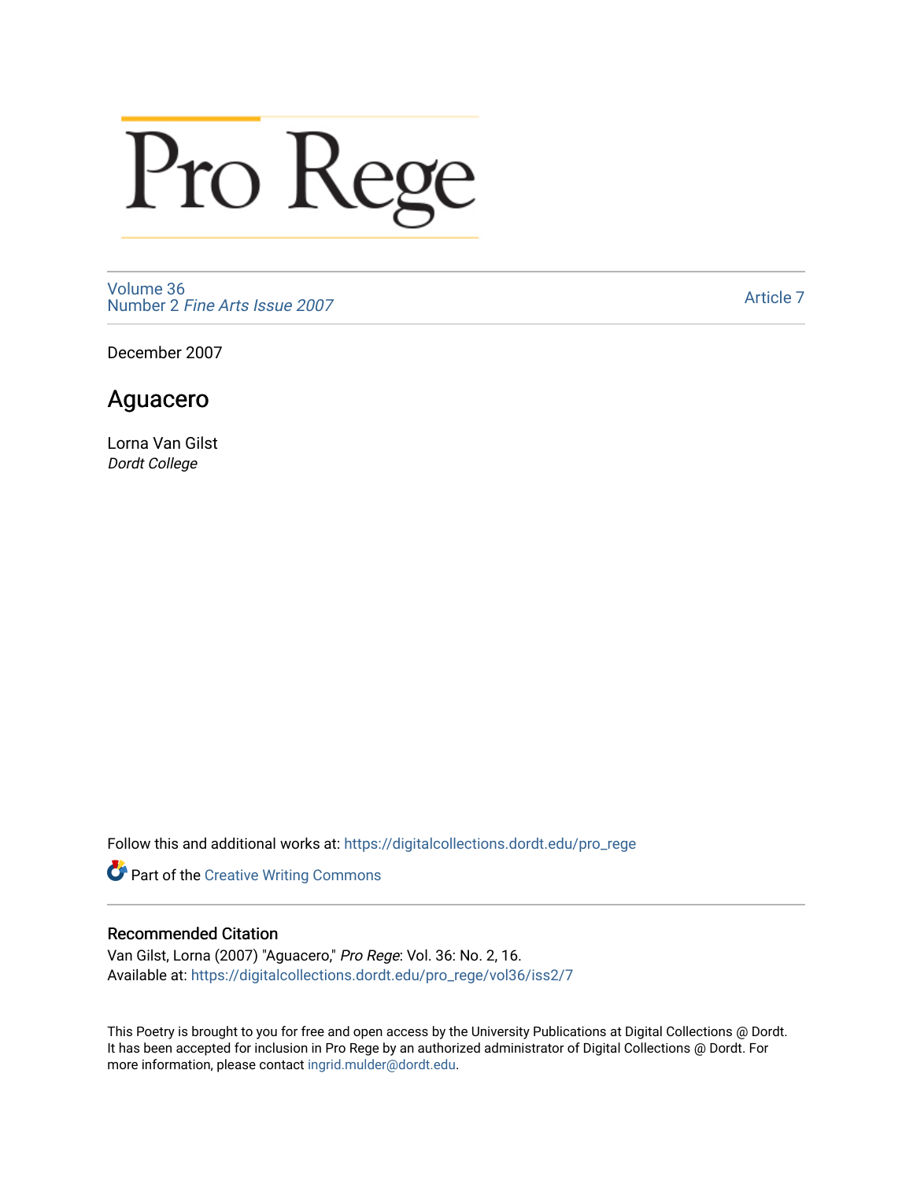# Pro Rege

Volume 36
Number 2 *Fine Arts Issue 2007*

Article 7

December 2007

## Aguacero

Lorna Van Gilst
*Dordt College*

Follow this and additional works at: https://digitalcollections.dordt.edu/pro_rege

Part of the Creative Writing Commons

### Recommended Citation

Van Gilst, Lorna (2007) "Aguacero," *Pro Rege*: Vol. 36: No. 2, 16.
Available at: https://digitalcollections.dordt.edu/pro_rege/vol36/iss2/7

This Poetry is brought to you for free and open access by the University Publications at Digital Collections @ Dordt. It has been accepted for inclusion in Pro Rege by an authorized administrator of Digital Collections @ Dordt. For more information, please contact ingrid.mulder@dordt.edu.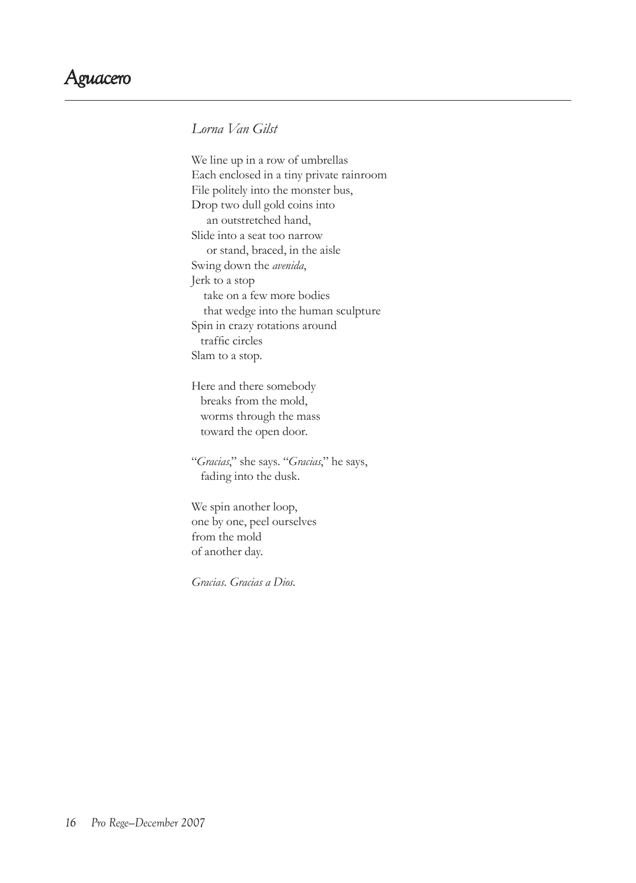# Aguacero

*Lorna Van Gilst*

We line up in a row of umbrellas  
Each enclosed in a tiny private rainroom  
File politely into the monster bus,  
Drop two dull gold coins into  
    an outstretched hand,  
Slide into a seat too narrow  
    or stand, braced, in the aisle  
Swing down the *avenida*,  
Jerk to a stop  
    take on a few more bodies  
    that wedge into the human sculpture  
Spin in crazy rotations around  
    traffic circles  
Slam to a stop.

Here and there somebody  
    breaks from the mold,  
    worms through the mass  
    toward the open door.

"*Gracias*," she says. "*Gracias*," he says,  
    fading into the dusk.

We spin another loop,  
one by one, peel ourselves  
from the mold  
of another day.

*Gracias. Gracias a Dios.*